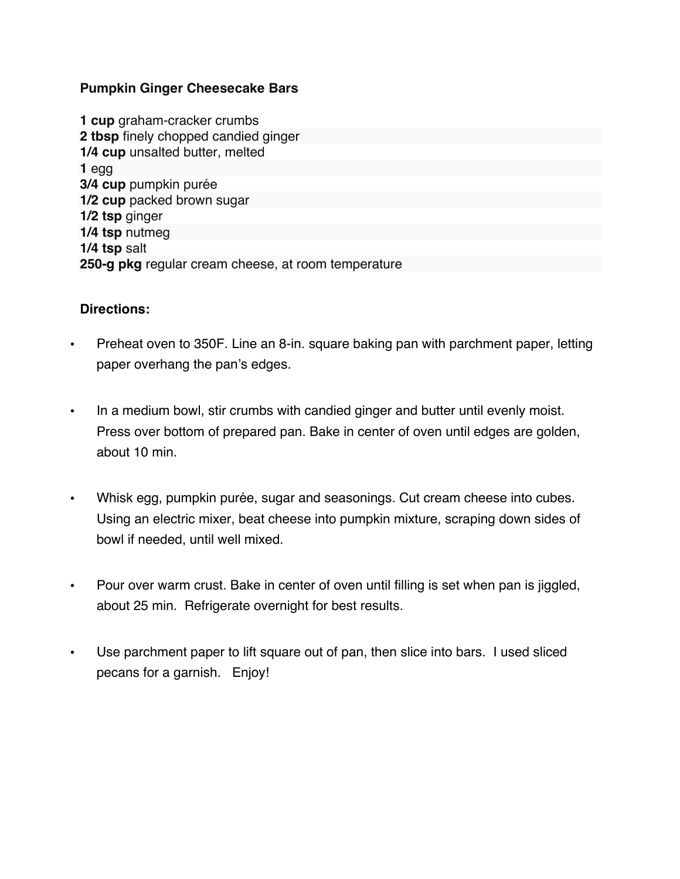### Pumpkin Ginger Cheesecake Bars

**1 cup** graham-cracker crumbs
**2 tbsp** finely chopped candied ginger
**1/4 cup** unsalted butter, melted
**1** egg
**3/4 cup** pumpkin purée
**1/2 cup** packed brown sugar
**1/2 tsp** ginger
**1/4 tsp** nutmeg
**1/4 tsp** salt
**250-g pkg** regular cream cheese, at room temperature

**Directions:**

- Preheat oven to 350F. Line an 8-in. square baking pan with parchment paper, letting paper overhang the pan's edges.
- In a medium bowl, stir crumbs with candied ginger and butter until evenly moist. Press over bottom of prepared pan. Bake in center of oven until edges are golden, about 10 min.
- Whisk egg, pumpkin purée, sugar and seasonings. Cut cream cheese into cubes. Using an electric mixer, beat cheese into pumpkin mixture, scraping down sides of bowl if needed, until well mixed.
- Pour over warm crust. Bake in center of oven until filling is set when pan is jiggled, about 25 min. Refrigerate overnight for best results.
- Use parchment paper to lift square out of pan, then slice into bars. I used sliced pecans for a garnish. Enjoy!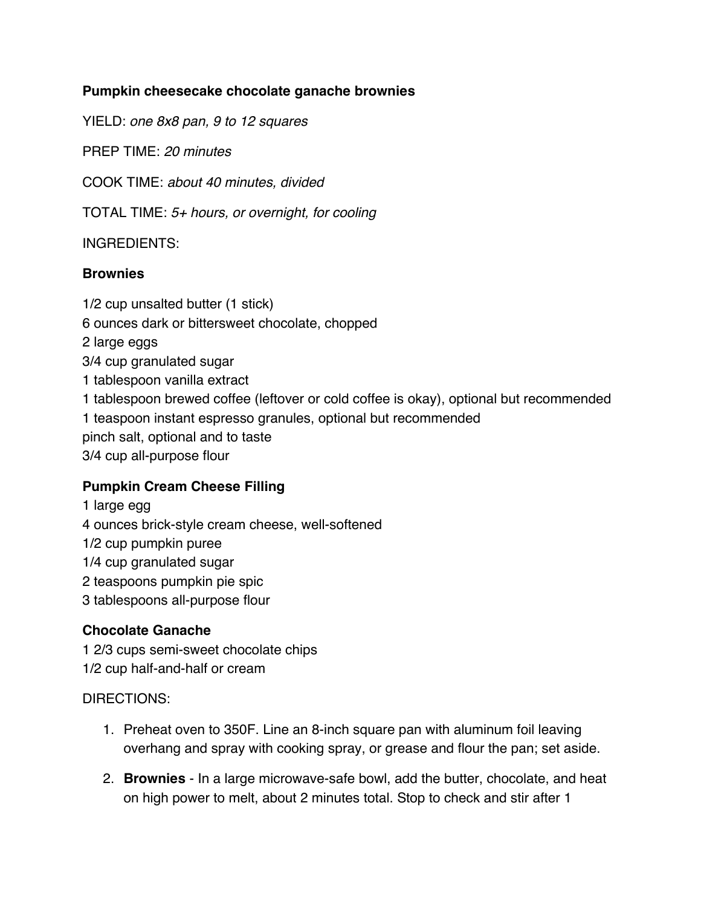**Pumpkin cheesecake chocolate ganache brownies**

YIELD: *one 8x8 pan, 9 to 12 squares*

PREP TIME: *20 minutes*

COOK TIME: *about 40 minutes, divided*

TOTAL TIME: *5+ hours, or overnight, for cooling*

INGREDIENTS:

**Brownies**

1/2 cup unsalted butter (1 stick)
6 ounces dark or bittersweet chocolate, chopped
2 large eggs
3/4 cup granulated sugar
1 tablespoon vanilla extract
1 tablespoon brewed coffee (leftover or cold coffee is okay), optional but recommended
1 teaspoon instant espresso granules, optional but recommended
pinch salt, optional and to taste
3/4 cup all-purpose flour

**Pumpkin Cream Cheese Filling**

1 large egg
4 ounces brick-style cream cheese, well-softened
1/2 cup pumpkin puree
1/4 cup granulated sugar
2 teaspoons pumpkin pie spic
3 tablespoons all-purpose flour

**Chocolate Ganache**

1 2/3 cups semi-sweet chocolate chips
1/2 cup half-and-half or cream

DIRECTIONS:

1. Preheat oven to 350F. Line an 8-inch square pan with aluminum foil leaving overhang and spray with cooking spray, or grease and flour the pan; set aside.

2. **Brownies** - In a large microwave-safe bowl, add the butter, chocolate, and heat on high power to melt, about 2 minutes total. Stop to check and stir after 1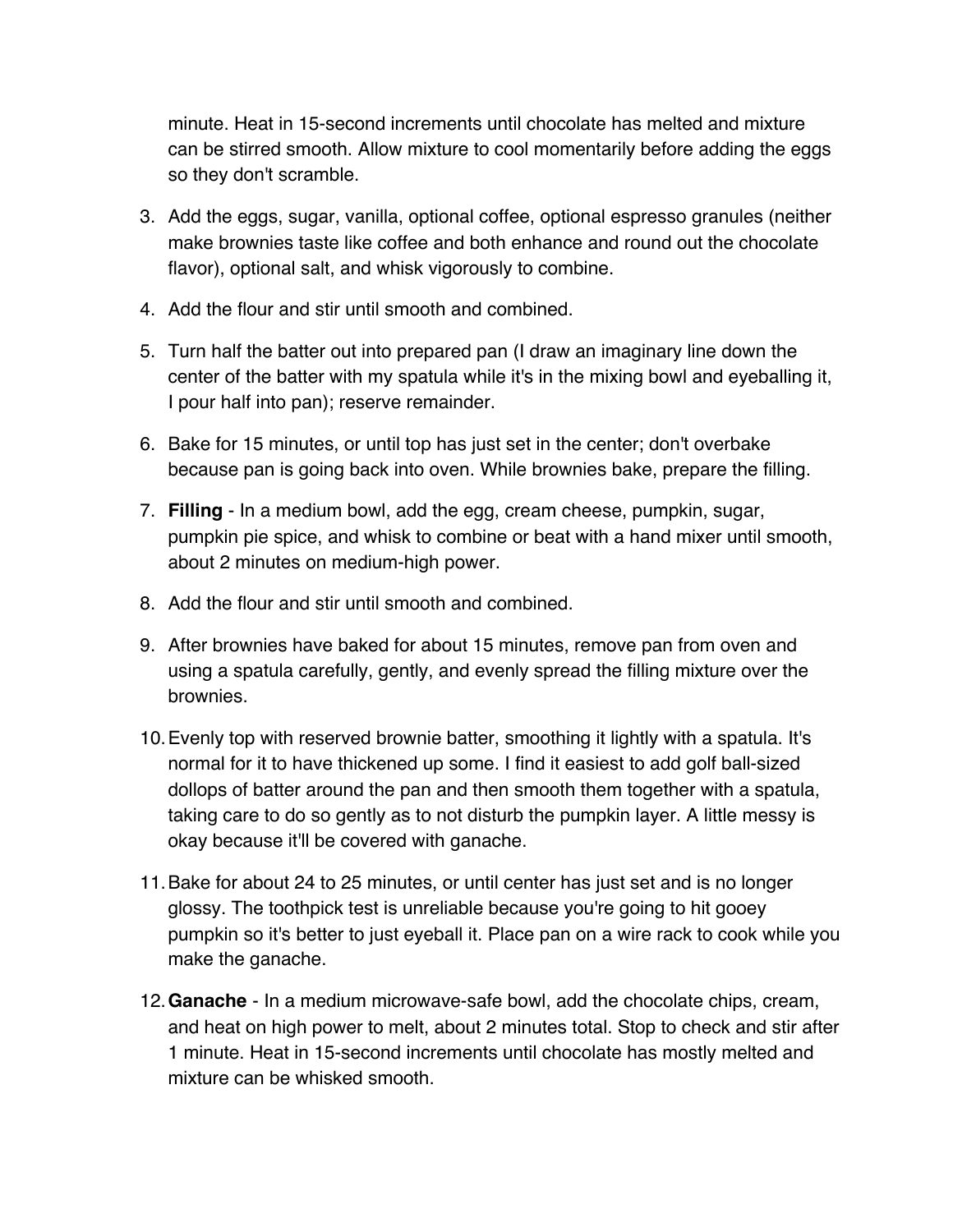minute. Heat in 15-second increments until chocolate has melted and mixture can be stirred smooth. Allow mixture to cool momentarily before adding the eggs so they don't scramble.

3. Add the eggs, sugar, vanilla, optional coffee, optional espresso granules (neither make brownies taste like coffee and both enhance and round out the chocolate flavor), optional salt, and whisk vigorously to combine.
4. Add the flour and stir until smooth and combined.
5. Turn half the batter out into prepared pan (I draw an imaginary line down the center of the batter with my spatula while it's in the mixing bowl and eyeballing it, I pour half into pan); reserve remainder.
6. Bake for 15 minutes, or until top has just set in the center; don't overbake because pan is going back into oven. While brownies bake, prepare the filling.
7. **Filling** - In a medium bowl, add the egg, cream cheese, pumpkin, sugar, pumpkin pie spice, and whisk to combine or beat with a hand mixer until smooth, about 2 minutes on medium-high power.
8. Add the flour and stir until smooth and combined.
9. After brownies have baked for about 15 minutes, remove pan from oven and using a spatula carefully, gently, and evenly spread the filling mixture over the brownies.
10. Evenly top with reserved brownie batter, smoothing it lightly with a spatula. It's normal for it to have thickened up some. I find it easiest to add golf ball-sized dollops of batter around the pan and then smooth them together with a spatula, taking care to do so gently as to not disturb the pumpkin layer. A little messy is okay because it'll be covered with ganache.
11. Bake for about 24 to 25 minutes, or until center has just set and is no longer glossy. The toothpick test is unreliable because you're going to hit gooey pumpkin so it's better to just eyeball it. Place pan on a wire rack to cook while you make the ganache.
12. **Ganache** - In a medium microwave-safe bowl, add the chocolate chips, cream, and heat on high power to melt, about 2 minutes total. Stop to check and stir after 1 minute. Heat in 15-second increments until chocolate has mostly melted and mixture can be whisked smooth.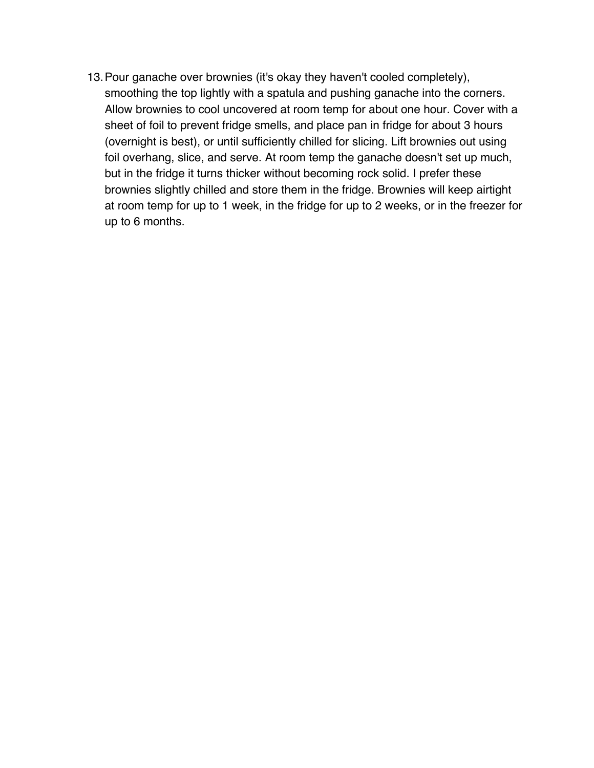13. Pour ganache over brownies (it's okay they haven't cooled completely), smoothing the top lightly with a spatula and pushing ganache into the corners. Allow brownies to cool uncovered at room temp for about one hour. Cover with a sheet of foil to prevent fridge smells, and place pan in fridge for about 3 hours (overnight is best), or until sufficiently chilled for slicing. Lift brownies out using foil overhang, slice, and serve. At room temp the ganache doesn't set up much, but in the fridge it turns thicker without becoming rock solid. I prefer these brownies slightly chilled and store them in the fridge. Brownies will keep airtight at room temp for up to 1 week, in the fridge for up to 2 weeks, or in the freezer for up to 6 months.